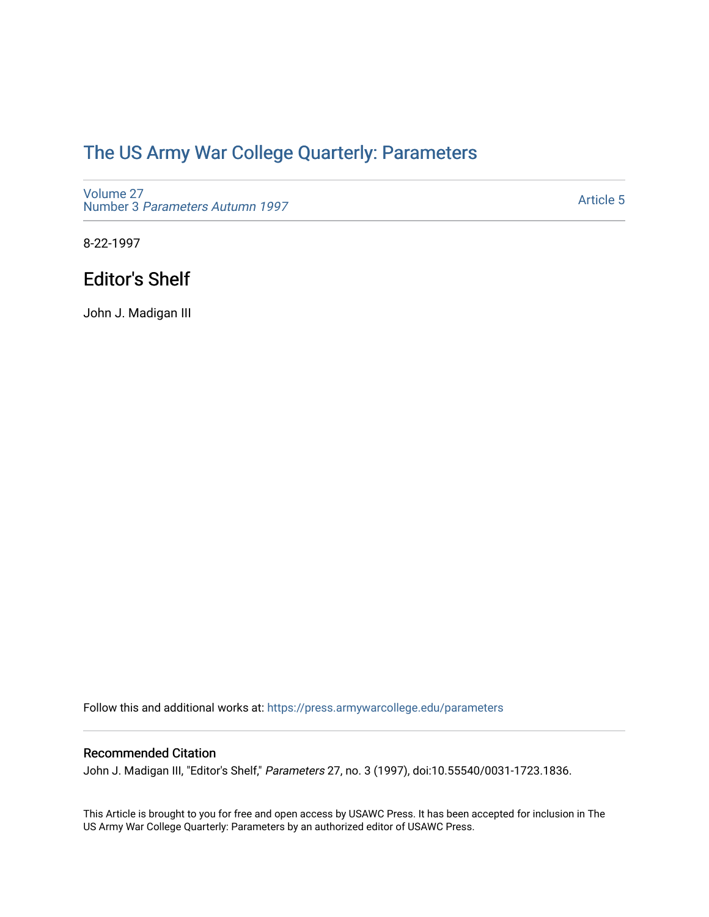# The US Army War College Quarterly: Parameters

Volume 27
Number 3 *Parameters Autumn 1997*

Article 5

8-22-1997

## Editor's Shelf

John J. Madigan III

Follow this and additional works at: https://press.armywarcollege.edu/parameters

### Recommended Citation

John J. Madigan III, "Editor's Shelf," *Parameters* 27, no. 3 (1997), doi:10.55540/0031-1723.1836.

This Article is brought to you for free and open access by USAWC Press. It has been accepted for inclusion in The US Army War College Quarterly: Parameters by an authorized editor of USAWC Press.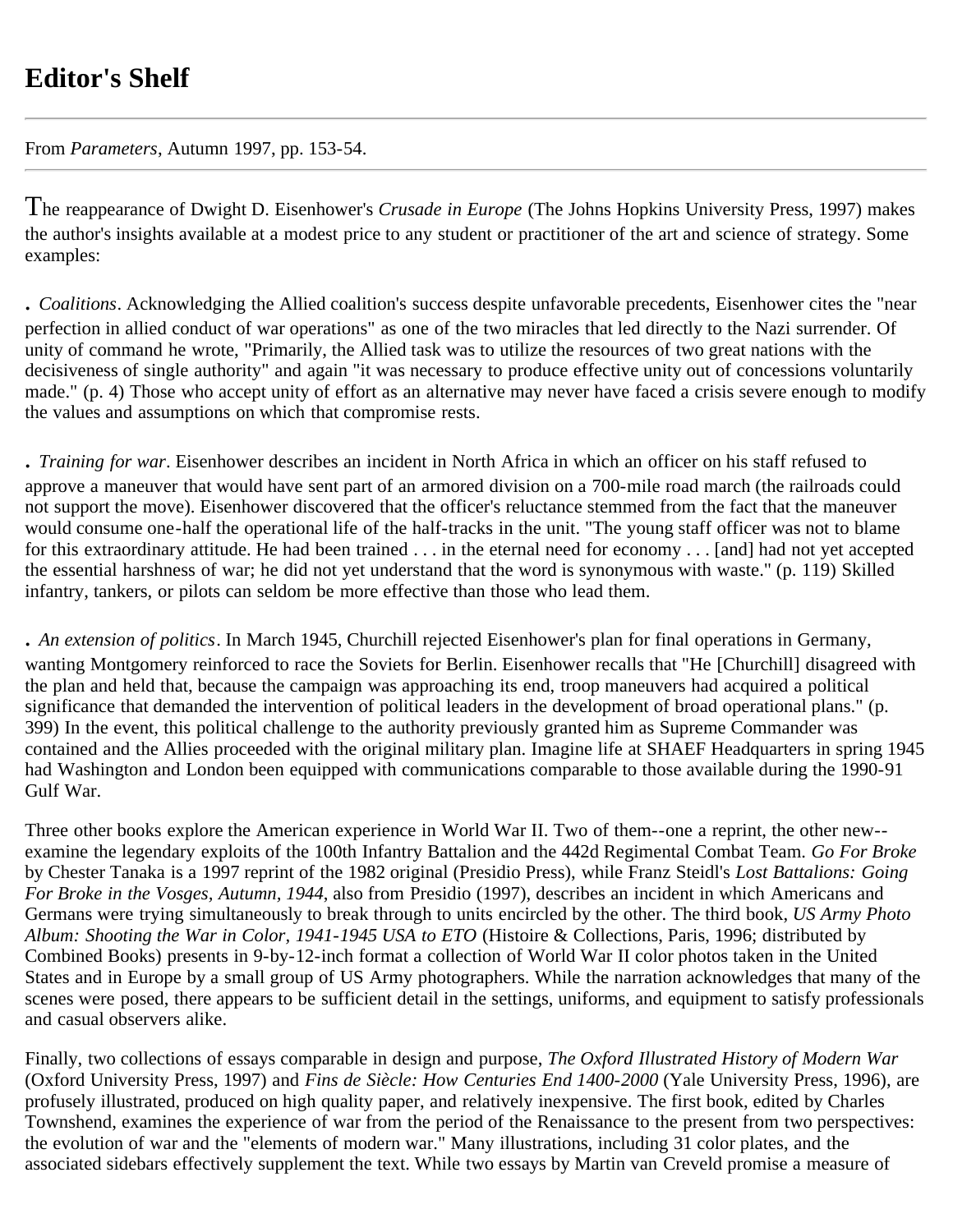# Editor's Shelf

---

From *Parameters*, Autumn 1997, pp. 153-54.

---

The reappearance of Dwight D. Eisenhower's *Crusade in Europe* (The Johns Hopkins University Press, 1997) makes the author's insights available at a modest price to any student or practitioner of the art and science of strategy. Some examples:

. *Coalitions*. Acknowledging the Allied coalition's success despite unfavorable precedents, Eisenhower cites the "near perfection in allied conduct of war operations" as one of the two miracles that led directly to the Nazi surrender. Of unity of command he wrote, "Primarily, the Allied task was to utilize the resources of two great nations with the decisiveness of single authority" and again "it was necessary to produce effective unity out of concessions voluntarily made." (p. 4) Those who accept unity of effort as an alternative may never have faced a crisis severe enough to modify the values and assumptions on which that compromise rests.

. *Training for war*. Eisenhower describes an incident in North Africa in which an officer on his staff refused to approve a maneuver that would have sent part of an armored division on a 700-mile road march (the railroads could not support the move). Eisenhower discovered that the officer's reluctance stemmed from the fact that the maneuver would consume one-half the operational life of the half-tracks in the unit. "The young staff officer was not to blame for this extraordinary attitude. He had been trained . . . in the eternal need for economy . . . [and] had not yet accepted the essential harshness of war; he did not yet understand that the word is synonymous with waste." (p. 119) Skilled infantry, tankers, or pilots can seldom be more effective than those who lead them.

. *An extension of politics*. In March 1945, Churchill rejected Eisenhower's plan for final operations in Germany, wanting Montgomery reinforced to race the Soviets for Berlin. Eisenhower recalls that "He [Churchill] disagreed with the plan and held that, because the campaign was approaching its end, troop maneuvers had acquired a political significance that demanded the intervention of political leaders in the development of broad operational plans." (p. 399) In the event, this political challenge to the authority previously granted him as Supreme Commander was contained and the Allies proceeded with the original military plan. Imagine life at SHAEF Headquarters in spring 1945 had Washington and London been equipped with communications comparable to those available during the 1990-91 Gulf War.

Three other books explore the American experience in World War II. Two of them--one a reprint, the other new--examine the legendary exploits of the 100th Infantry Battalion and the 442d Regimental Combat Team. *Go For Broke* by Chester Tanaka is a 1997 reprint of the 1982 original (Presidio Press), while Franz Steidl's *Lost Battalions: Going For Broke in the Vosges, Autumn, 1944*, also from Presidio (1997), describes an incident in which Americans and Germans were trying simultaneously to break through to units encircled by the other. The third book, *US Army Photo Album: Shooting the War in Color, 1941-1945 USA to ETO* (Histoire & Collections, Paris, 1996; distributed by Combined Books) presents in 9-by-12-inch format a collection of World War II color photos taken in the United States and in Europe by a small group of US Army photographers. While the narration acknowledges that many of the scenes were posed, there appears to be sufficient detail in the settings, uniforms, and equipment to satisfy professionals and casual observers alike.

Finally, two collections of essays comparable in design and purpose, *The Oxford Illustrated History of Modern War* (Oxford University Press, 1997) and *Fins de Siècle: How Centuries End 1400-2000* (Yale University Press, 1996), are profusely illustrated, produced on high quality paper, and relatively inexpensive. The first book, edited by Charles Townshend, examines the experience of war from the period of the Renaissance to the present from two perspectives: the evolution of war and the "elements of modern war." Many illustrations, including 31 color plates, and the associated sidebars effectively supplement the text. While two essays by Martin van Creveld promise a measure of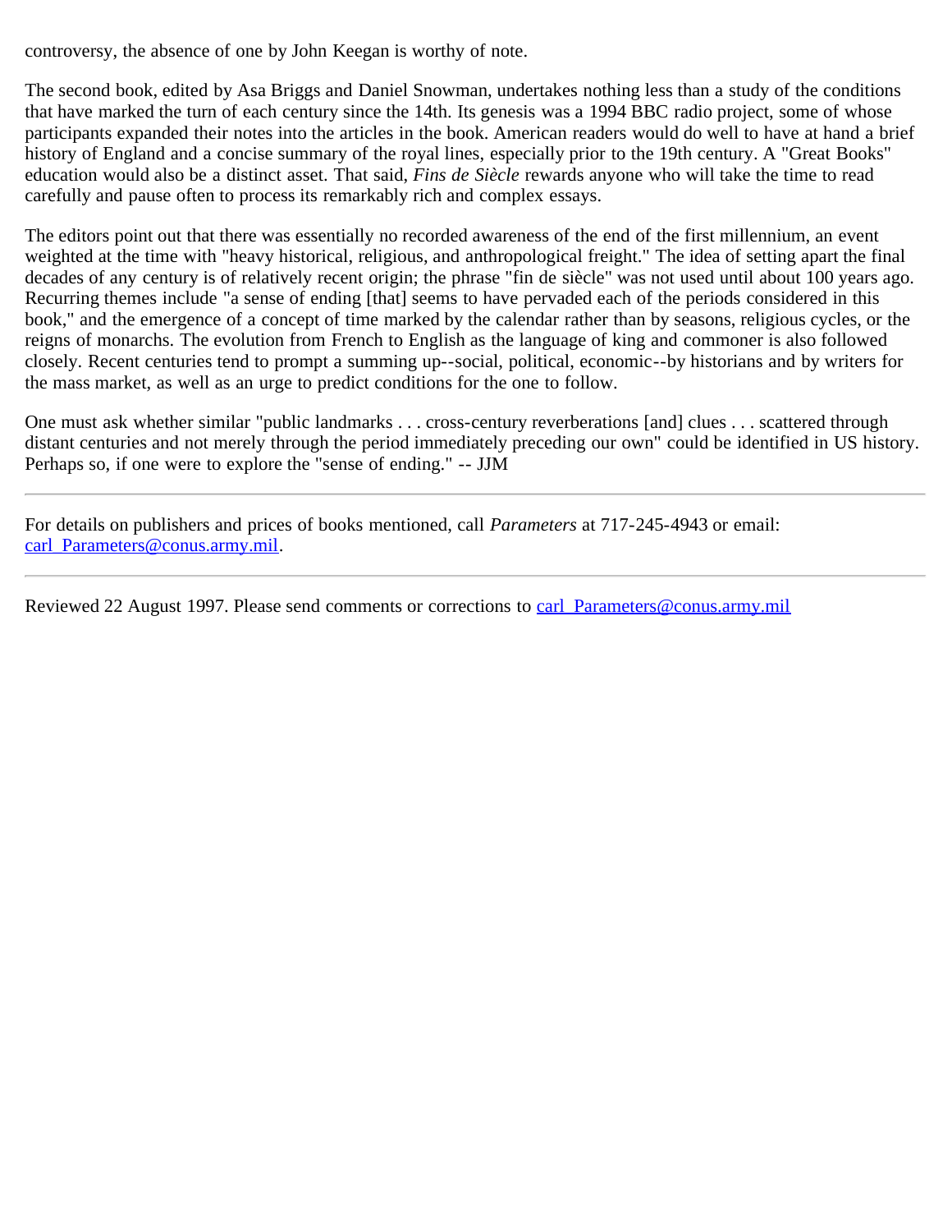controversy, the absence of one by John Keegan is worthy of note.

The second book, edited by Asa Briggs and Daniel Snowman, undertakes nothing less than a study of the conditions that have marked the turn of each century since the 14th. Its genesis was a 1994 BBC radio project, some of whose participants expanded their notes into the articles in the book. American readers would do well to have at hand a brief history of England and a concise summary of the royal lines, especially prior to the 19th century. A "Great Books" education would also be a distinct asset. That said, *Fins de Siècle* rewards anyone who will take the time to read carefully and pause often to process its remarkably rich and complex essays.

The editors point out that there was essentially no recorded awareness of the end of the first millennium, an event weighted at the time with "heavy historical, religious, and anthropological freight." The idea of setting apart the final decades of any century is of relatively recent origin; the phrase "fin de siècle" was not used until about 100 years ago. Recurring themes include "a sense of ending [that] seems to have pervaded each of the periods considered in this book," and the emergence of a concept of time marked by the calendar rather than by seasons, religious cycles, or the reigns of monarchs. The evolution from French to English as the language of king and commoner is also followed closely. Recent centuries tend to prompt a summing up--social, political, economic--by historians and by writers for the mass market, as well as an urge to predict conditions for the one to follow.

One must ask whether similar "public landmarks . . . cross-century reverberations [and] clues . . . scattered through distant centuries and not merely through the period immediately preceding our own" could be identified in US history. Perhaps so, if one were to explore the "sense of ending." -- JJM

---

For details on publishers and prices of books mentioned, call *Parameters* at 717-245-4943 or email: carl_Parameters@conus.army.mil.

---

Reviewed 22 August 1997. Please send comments or corrections to carl_Parameters@conus.army.mil